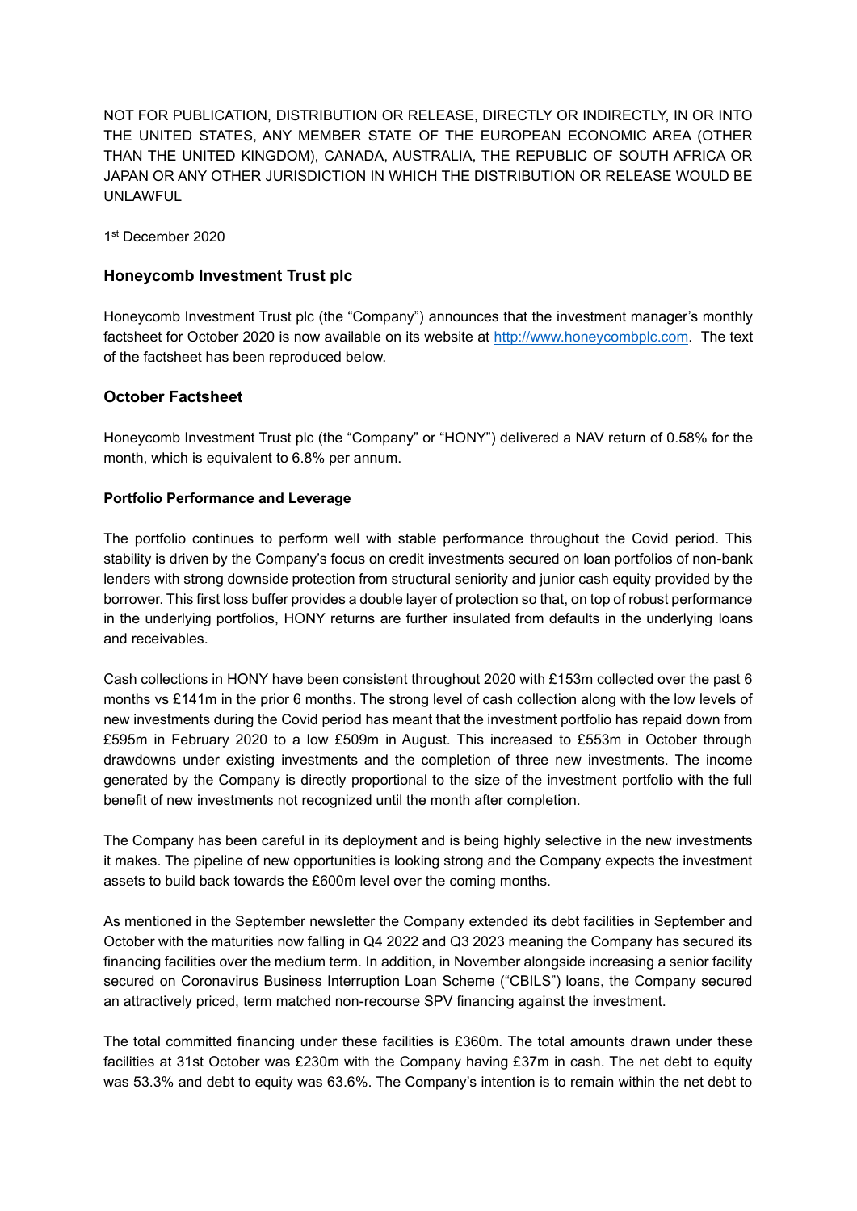NOT FOR PUBLICATION, DISTRIBUTION OR RELEASE, DIRECTLY OR INDIRECTLY, IN OR INTO THE UNITED STATES, ANY MEMBER STATE OF THE EUROPEAN ECONOMIC AREA (OTHER THAN THE UNITED KINGDOM), CANADA, AUSTRALIA, THE REPUBLIC OF SOUTH AFRICA OR JAPAN OR ANY OTHER JURISDICTION IN WHICH THE DISTRIBUTION OR RELEASE WOULD BE UNLAWFUL

1st December 2020

## Honeycomb Investment Trust plc

Honeycomb Investment Trust plc (the "Company") announces that the investment manager's monthly factsheet for October 2020 is now available on its website at http://www.honeycombplc.com. The text of the factsheet has been reproduced below.

## October Factsheet

Honeycomb Investment Trust plc (the "Company" or "HONY") delivered a NAV return of 0.58% for the month, which is equivalent to 6.8% per annum.

**Portfolio Performance and Leverage**

The portfolio continues to perform well with stable performance throughout the Covid period. This stability is driven by the Company's focus on credit investments secured on loan portfolios of non-bank lenders with strong downside protection from structural seniority and junior cash equity provided by the borrower. This first loss buffer provides a double layer of protection so that, on top of robust performance in the underlying portfolios, HONY returns are further insulated from defaults in the underlying loans and receivables.

Cash collections in HONY have been consistent throughout 2020 with £153m collected over the past 6 months vs £141m in the prior 6 months. The strong level of cash collection along with the low levels of new investments during the Covid period has meant that the investment portfolio has repaid down from £595m in February 2020 to a low £509m in August. This increased to £553m in October through drawdowns under existing investments and the completion of three new investments. The income generated by the Company is directly proportional to the size of the investment portfolio with the full benefit of new investments not recognized until the month after completion.

The Company has been careful in its deployment and is being highly selective in the new investments it makes. The pipeline of new opportunities is looking strong and the Company expects the investment assets to build back towards the £600m level over the coming months.

As mentioned in the September newsletter the Company extended its debt facilities in September and October with the maturities now falling in Q4 2022 and Q3 2023 meaning the Company has secured its financing facilities over the medium term. In addition, in November alongside increasing a senior facility secured on Coronavirus Business Interruption Loan Scheme ("CBILS") loans, the Company secured an attractively priced, term matched non-recourse SPV financing against the investment.

The total committed financing under these facilities is £360m. The total amounts drawn under these facilities at 31st October was £230m with the Company having £37m in cash. The net debt to equity was 53.3% and debt to equity was 63.6%. The Company's intention is to remain within the net debt to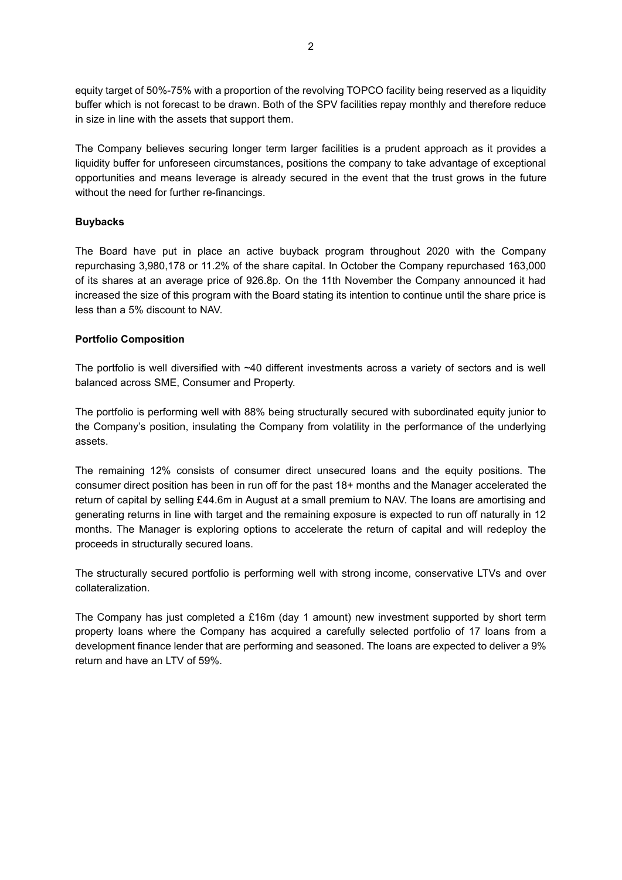equity target of 50%-75% with a proportion of the revolving TOPCO facility being reserved as a liquidity buffer which is not forecast to be drawn. Both of the SPV facilities repay monthly and therefore reduce in size in line with the assets that support them.

The Company believes securing longer term larger facilities is a prudent approach as it provides a liquidity buffer for unforeseen circumstances, positions the company to take advantage of exceptional opportunities and means leverage is already secured in the event that the trust grows in the future without the need for further re-financings.

**Buybacks**

The Board have put in place an active buyback program throughout 2020 with the Company repurchasing 3,980,178 or 11.2% of the share capital. In October the Company repurchased 163,000 of its shares at an average price of 926.8p. On the 11th November the Company announced it had increased the size of this program with the Board stating its intention to continue until the share price is less than a 5% discount to NAV.

**Portfolio Composition**

The portfolio is well diversified with ~40 different investments across a variety of sectors and is well balanced across SME, Consumer and Property.

The portfolio is performing well with 88% being structurally secured with subordinated equity junior to the Company's position, insulating the Company from volatility in the performance of the underlying assets.

The remaining 12% consists of consumer direct unsecured loans and the equity positions. The consumer direct position has been in run off for the past 18+ months and the Manager accelerated the return of capital by selling £44.6m in August at a small premium to NAV. The loans are amortising and generating returns in line with target and the remaining exposure is expected to run off naturally in 12 months. The Manager is exploring options to accelerate the return of capital and will redeploy the proceeds in structurally secured loans.

The structurally secured portfolio is performing well with strong income, conservative LTVs and over collateralization.

The Company has just completed a £16m (day 1 amount) new investment supported by short term property loans where the Company has acquired a carefully selected portfolio of 17 loans from a development finance lender that are performing and seasoned. The loans are expected to deliver a 9% return and have an LTV of 59%.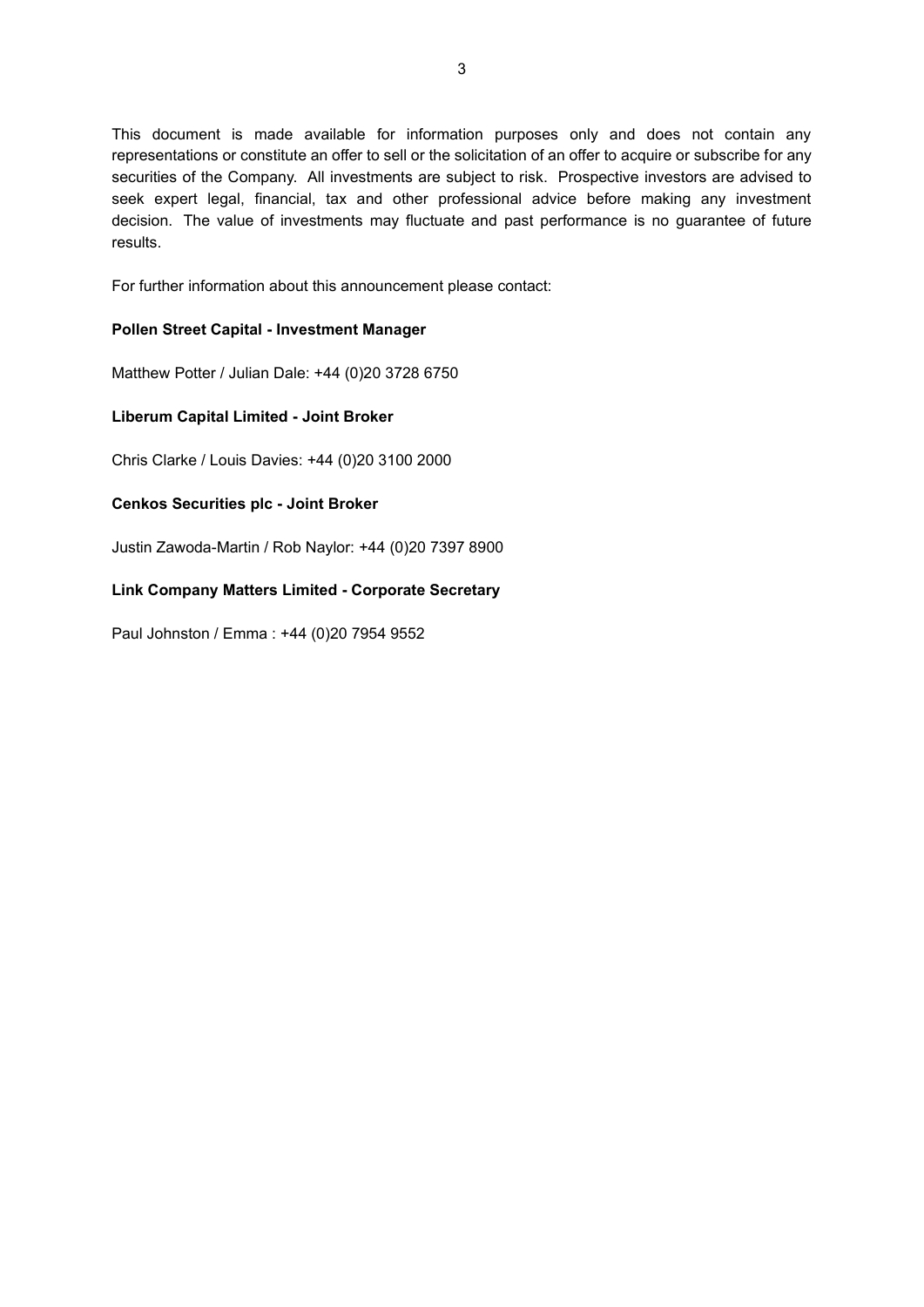This document is made available for information purposes only and does not contain any representations or constitute an offer to sell or the solicitation of an offer to acquire or subscribe for any securities of the Company. All investments are subject to risk. Prospective investors are advised to seek expert legal, financial, tax and other professional advice before making any investment decision. The value of investments may fluctuate and past performance is no guarantee of future results.

For further information about this announcement please contact:

**Pollen Street Capital - Investment Manager**

Matthew Potter / Julian Dale: +44 (0)20 3728 6750

**Liberum Capital Limited - Joint Broker**

Chris Clarke / Louis Davies: +44 (0)20 3100 2000

**Cenkos Securities plc - Joint Broker**

Justin Zawoda-Martin / Rob Naylor: +44 (0)20 7397 8900

**Link Company Matters Limited - Corporate Secretary**

Paul Johnston / Emma : +44 (0)20 7954 9552